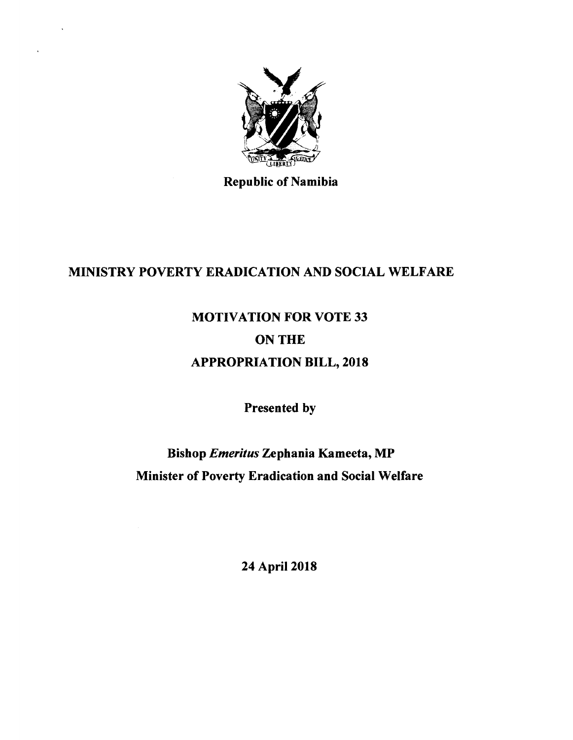Republic of Namibia

# MINISTRY POVERTY ERADICATION AND SOCIAL WELFARE

## MOTIVATION FOR VOTE 33
## ON THE
## APPROPRIATION BILL, 2018

**Presented by**

**Bishop *Emeritus* Zephania Kameeta, MP**
**Minister of Poverty Eradication and Social Welfare**

**24 April 2018**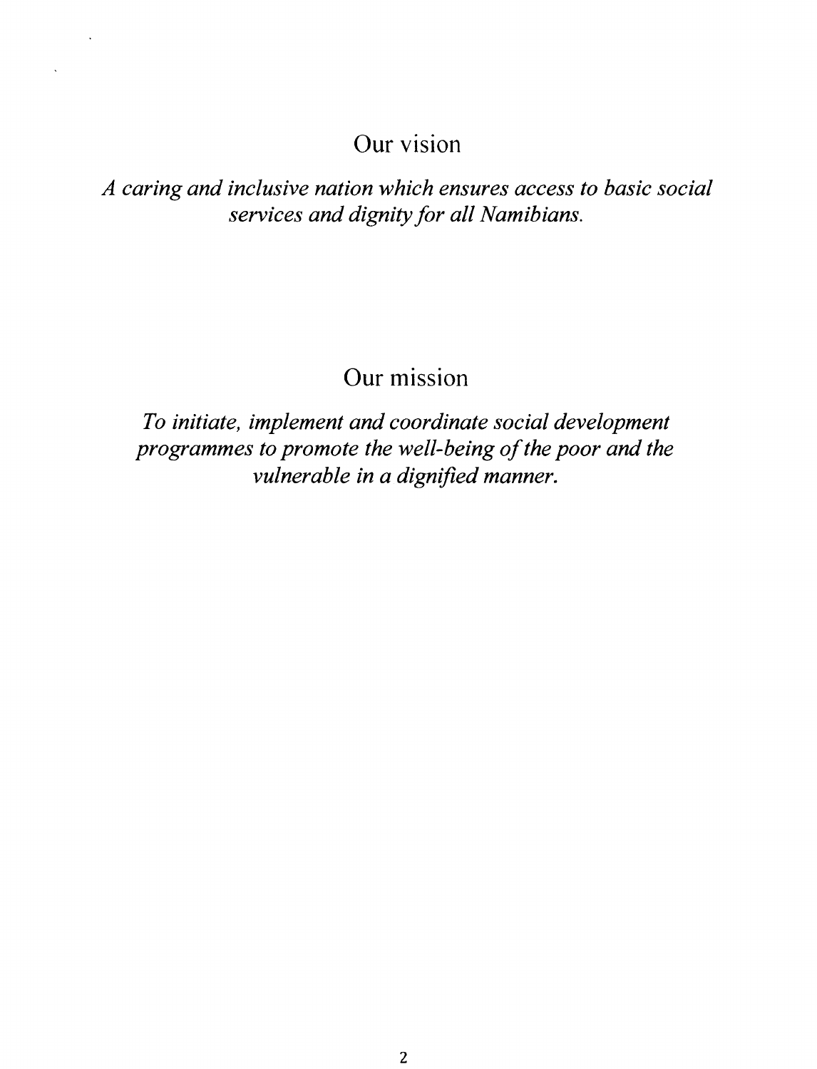## Our vision

*A caring and inclusive nation which ensures access to basic social services and dignity for all Namibians.*

## Our mission

*To initiate, implement and coordinate social development programmes to promote the well-being of the poor and the vulnerable in a dignified manner.*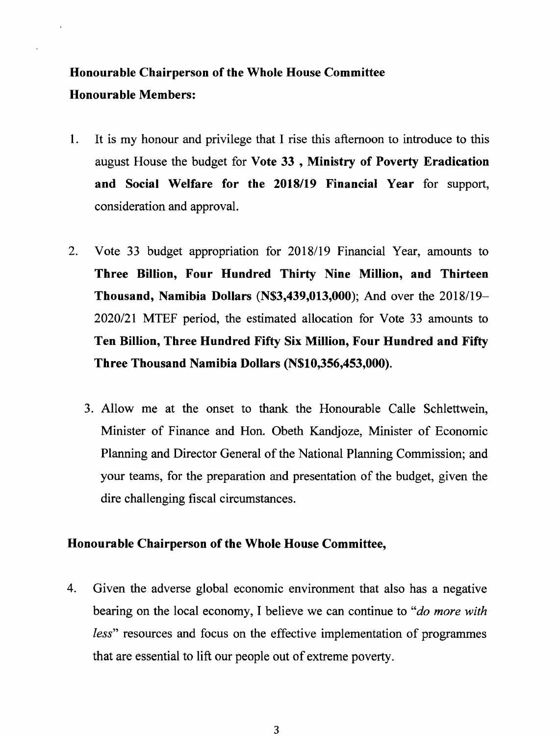**Honourable Chairperson of the Whole House Committee**
**Honourable Members:**

1. It is my honour and privilege that I rise this afternoon to introduce to this august House the budget for **Vote 33 , Ministry of Poverty Eradication and Social Welfare for the 2018/19 Financial Year** for support, consideration and approval.

2. Vote 33 budget appropriation for 2018/19 Financial Year, amounts to **Three Billion, Four Hundred Thirty Nine Million, and Thirteen Thousand, Namibia Dollars (N$3,439,013,000)**; And over the 2018/19–2020/21 MTEF period, the estimated allocation for Vote 33 amounts to **Ten Billion, Three Hundred Fifty Six Million, Four Hundred and Fifty Three Thousand Namibia Dollars (N$10,356,453,000).**

3. Allow me at the onset to thank the Honourable Calle Schlettwein, Minister of Finance and Hon. Obeth Kandjoze, Minister of Economic Planning and Director General of the National Planning Commission; and your teams, for the preparation and presentation of the budget, given the dire challenging fiscal circumstances.

**Honourable Chairperson of the Whole House Committee,**

4. Given the adverse global economic environment that also has a negative bearing on the local economy, I believe we can continue to "*do more with less*" resources and focus on the effective implementation of programmes that are essential to lift our people out of extreme poverty.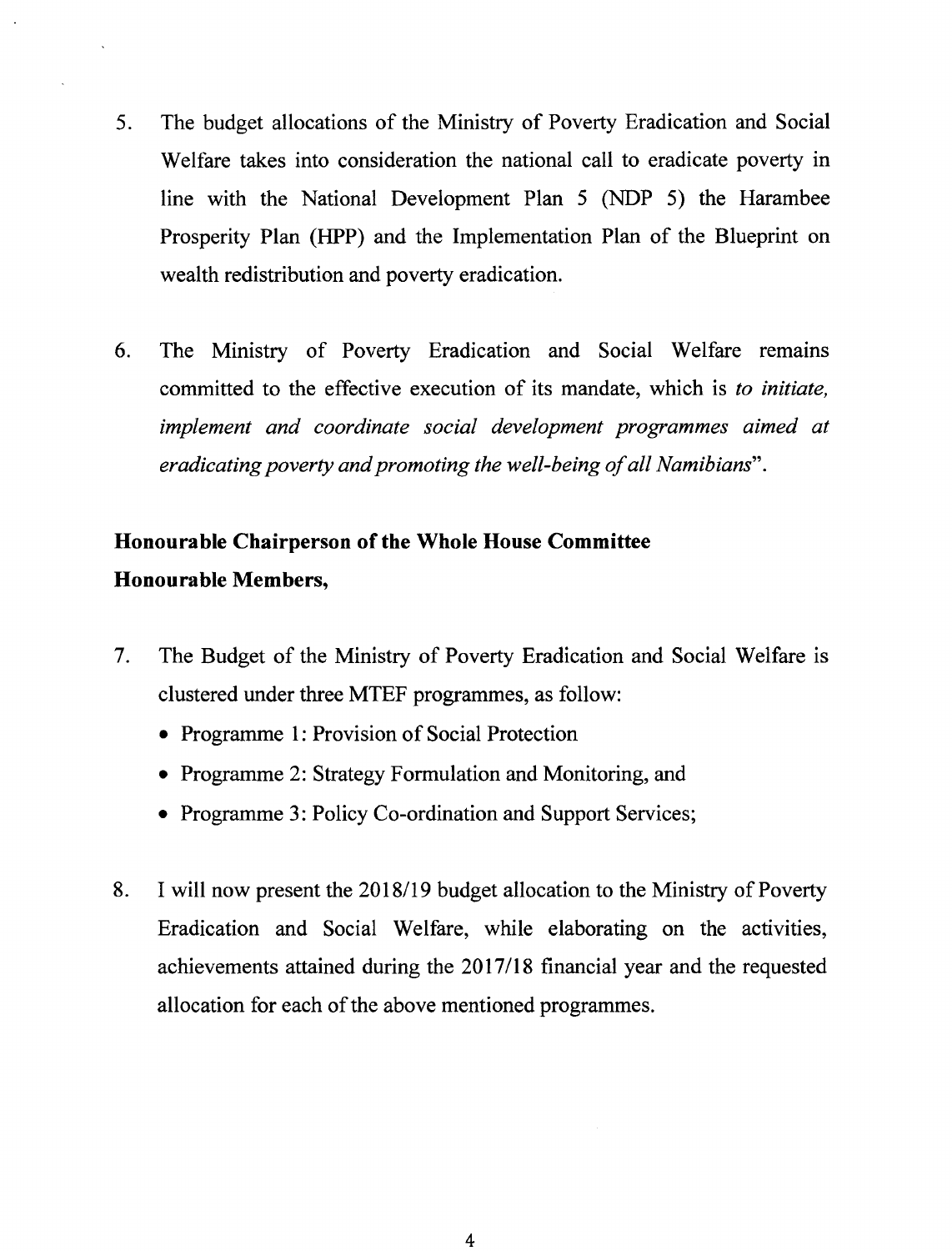5. The budget allocations of the Ministry of Poverty Eradication and Social Welfare takes into consideration the national call to eradicate poverty in line with the National Development Plan 5 (NDP 5) the Harambee Prosperity Plan (HPP) and the Implementation Plan of the Blueprint on wealth redistribution and poverty eradication.

6. The Ministry of Poverty Eradication and Social Welfare remains committed to the effective execution of its mandate, which is *to initiate, implement and coordinate social development programmes aimed at eradicating poverty and promoting the well-being of all Namibians*".

**Honourable Chairperson of the Whole House Committee**
**Honourable Members,**

7. The Budget of the Ministry of Poverty Eradication and Social Welfare is clustered under three MTEF programmes, as follow:
   - Programme 1: Provision of Social Protection
   - Programme 2: Strategy Formulation and Monitoring, and
   - Programme 3: Policy Co-ordination and Support Services;

8. I will now present the 2018/19 budget allocation to the Ministry of Poverty Eradication and Social Welfare, while elaborating on the activities, achievements attained during the 2017/18 financial year and the requested allocation for each of the above mentioned programmes.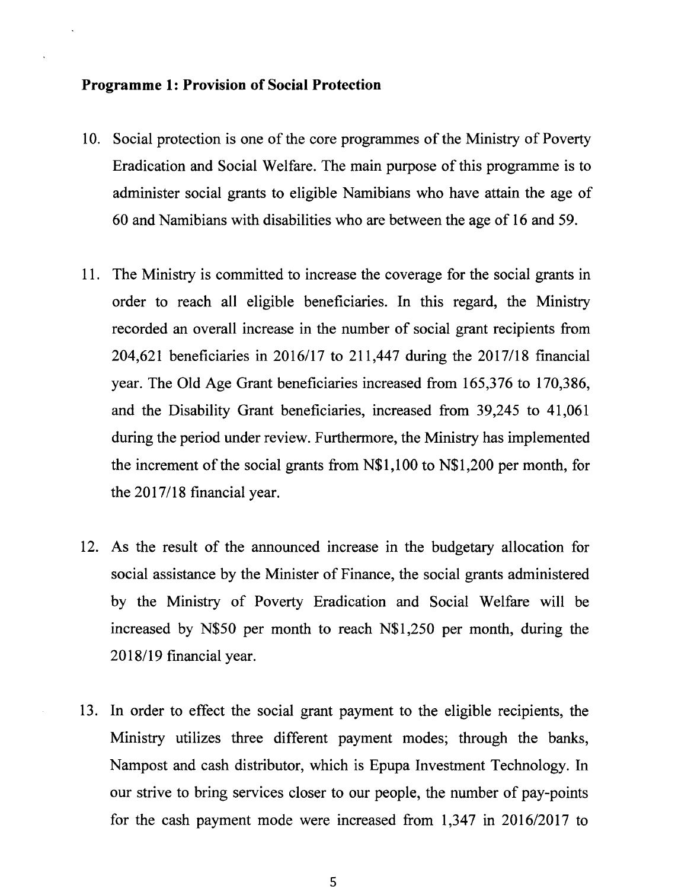**Programme 1: Provision of Social Protection**

10. Social protection is one of the core programmes of the Ministry of Poverty Eradication and Social Welfare. The main purpose of this programme is to administer social grants to eligible Namibians who have attain the age of 60 and Namibians with disabilities who are between the age of 16 and 59.

11. The Ministry is committed to increase the coverage for the social grants in order to reach all eligible beneficiaries. In this regard, the Ministry recorded an overall increase in the number of social grant recipients from 204,621 beneficiaries in 2016/17 to 211,447 during the 2017/18 financial year. The Old Age Grant beneficiaries increased from 165,376 to 170,386, and the Disability Grant beneficiaries, increased from 39,245 to 41,061 during the period under review. Furthermore, the Ministry has implemented the increment of the social grants from N$1,100 to N$1,200 per month, for the 2017/18 financial year.

12. As the result of the announced increase in the budgetary allocation for social assistance by the Minister of Finance, the social grants administered by the Ministry of Poverty Eradication and Social Welfare will be increased by N$50 per month to reach N$1,250 per month, during the 2018/19 financial year.

13. In order to effect the social grant payment to the eligible recipients, the Ministry utilizes three different payment modes; through the banks, Nampost and cash distributor, which is Epupa Investment Technology. In our strive to bring services closer to our people, the number of pay-points for the cash payment mode were increased from 1,347 in 2016/2017 to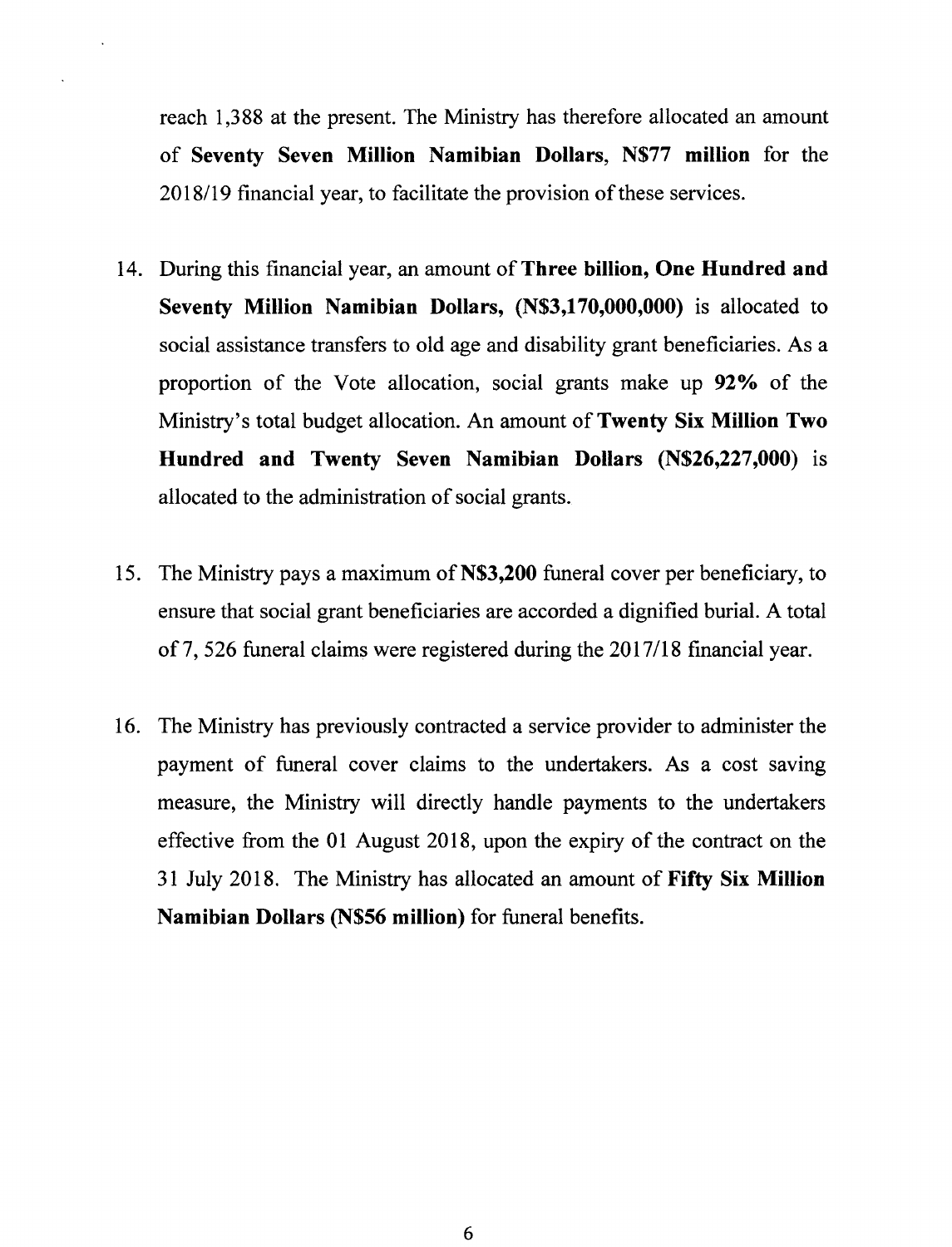reach 1,388 at the present. The Ministry has therefore allocated an amount of **Seventy Seven Million Namibian Dollars**, **N$77 million** for the 2018/19 financial year, to facilitate the provision of these services.

14. During this financial year, an amount of **Three billion, One Hundred and Seventy Million Namibian Dollars, (N$3,170,000,000)** is allocated to social assistance transfers to old age and disability grant beneficiaries. As a proportion of the Vote allocation, social grants make up **92%** of the Ministry's total budget allocation. An amount of **Twenty Six Million Two Hundred and Twenty Seven Namibian Dollars (N$26,227,000)** is allocated to the administration of social grants.

15. The Ministry pays a maximum of **N$3,200** funeral cover per beneficiary, to ensure that social grant beneficiaries are accorded a dignified burial. A total of 7, 526 funeral claims were registered during the 2017/18 financial year.

16. The Ministry has previously contracted a service provider to administer the payment of funeral cover claims to the undertakers. As a cost saving measure, the Ministry will directly handle payments to the undertakers effective from the 01 August 2018, upon the expiry of the contract on the 31 July 2018. The Ministry has allocated an amount of **Fifty Six Million Namibian Dollars (N$56 million)** for funeral benefits.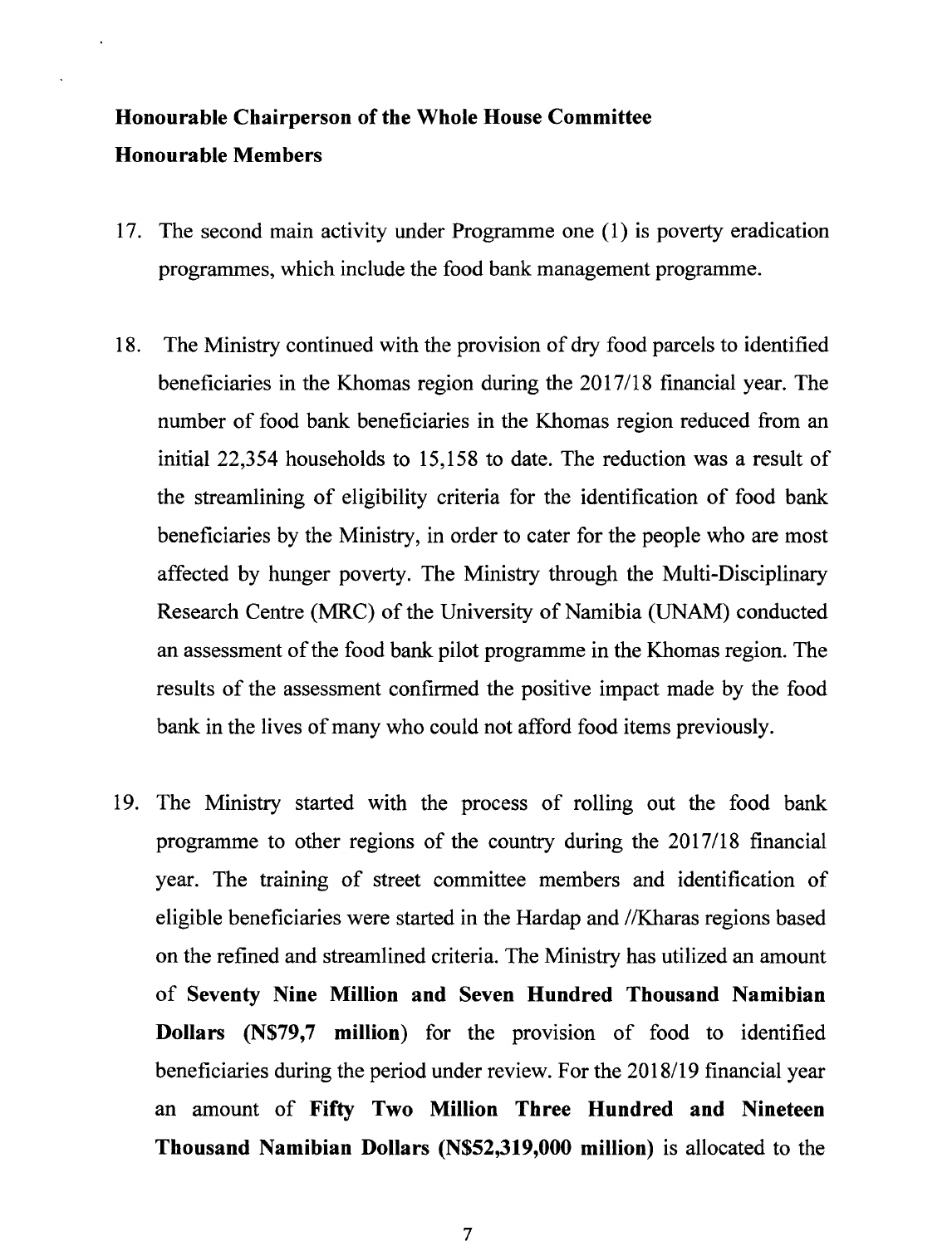**Honourable Chairperson of the Whole House Committee**
**Honourable Members**

17. The second main activity under Programme one (1) is poverty eradication programmes, which include the food bank management programme.

18. The Ministry continued with the provision of dry food parcels to identified beneficiaries in the Khomas region during the 2017/18 financial year. The number of food bank beneficiaries in the Khomas region reduced from an initial 22,354 households to 15,158 to date. The reduction was a result of the streamlining of eligibility criteria for the identification of food bank beneficiaries by the Ministry, in order to cater for the people who are most affected by hunger poverty. The Ministry through the Multi-Disciplinary Research Centre (MRC) of the University of Namibia (UNAM) conducted an assessment of the food bank pilot programme in the Khomas region. The results of the assessment confirmed the positive impact made by the food bank in the lives of many who could not afford food items previously.

19. The Ministry started with the process of rolling out the food bank programme to other regions of the country during the 2017/18 financial year. The training of street committee members and identification of eligible beneficiaries were started in the Hardap and //Kharas regions based on the refined and streamlined criteria. The Ministry has utilized an amount of **Seventy Nine Million and Seven Hundred Thousand Namibian Dollars (N$79,7 million)** for the provision of food to identified beneficiaries during the period under review. For the 2018/19 financial year an amount of **Fifty Two Million Three Hundred and Nineteen Thousand Namibian Dollars (N$52,319,000 million)** is allocated to the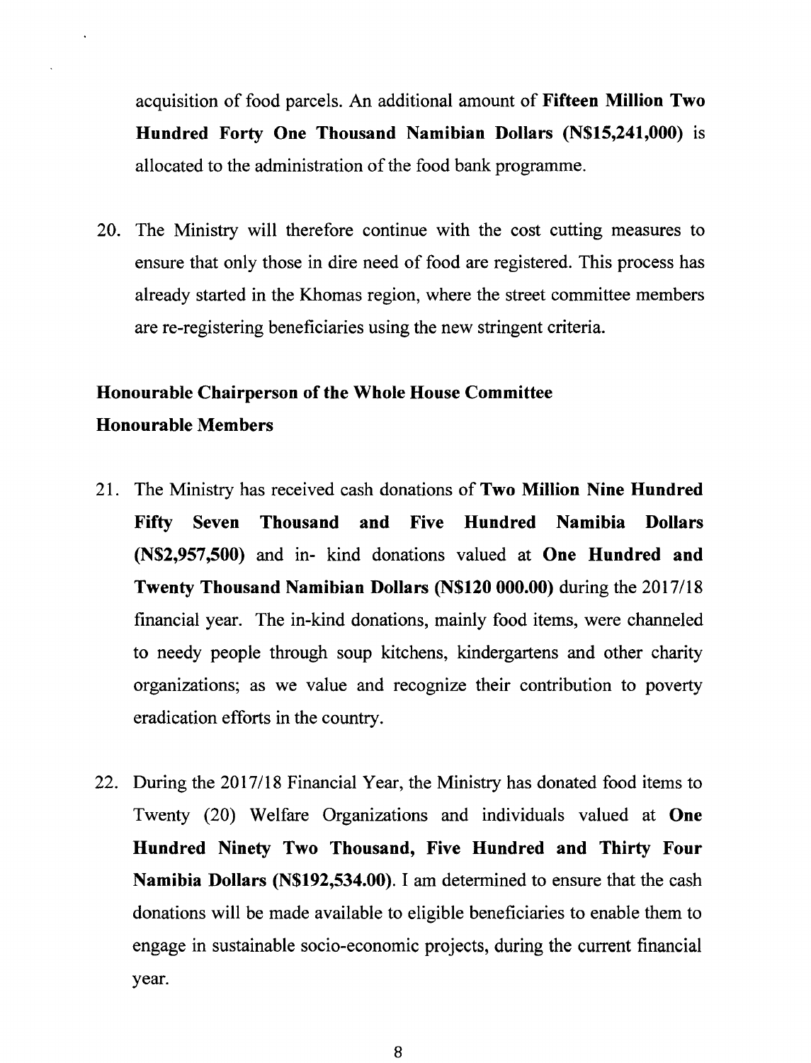acquisition of food parcels. An additional amount of **Fifteen Million Two Hundred Forty One Thousand Namibian Dollars (N$15,241,000)** is allocated to the administration of the food bank programme.

20. The Ministry will therefore continue with the cost cutting measures to ensure that only those in dire need of food are registered. This process has already started in the Khomas region, where the street committee members are re-registering beneficiaries using the new stringent criteria.

**Honourable Chairperson of the Whole House Committee**
**Honourable Members**

21. The Ministry has received cash donations of **Two Million Nine Hundred Fifty Seven Thousand and Five Hundred Namibia Dollars (N$2,957,500)** and in- kind donations valued at **One Hundred and Twenty Thousand Namibian Dollars (N$120 000.00)** during the 2017/18 financial year. The in-kind donations, mainly food items, were channeled to needy people through soup kitchens, kindergartens and other charity organizations; as we value and recognize their contribution to poverty eradication efforts in the country.

22. During the 2017/18 Financial Year, the Ministry has donated food items to Twenty (20) Welfare Organizations and individuals valued at **One Hundred Ninety Two Thousand, Five Hundred and Thirty Four Namibia Dollars (N$192,534.00)**. I am determined to ensure that the cash donations will be made available to eligible beneficiaries to enable them to engage in sustainable socio-economic projects, during the current financial year.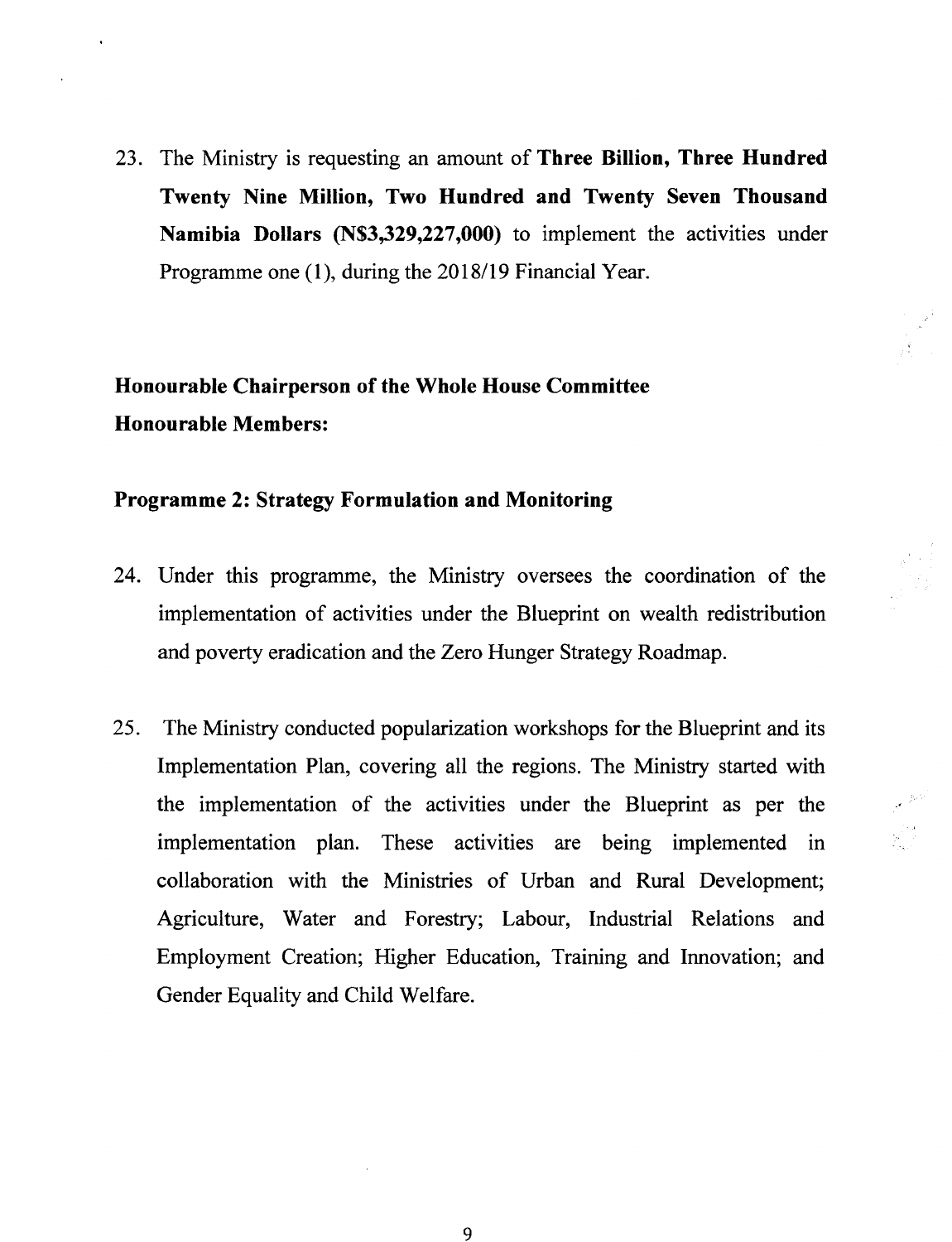23. The Ministry is requesting an amount of **Three Billion, Three Hundred Twenty Nine Million, Two Hundred and Twenty Seven Thousand Namibia Dollars (N$3,329,227,000)** to implement the activities under Programme one (1), during the 2018/19 Financial Year.

**Honourable Chairperson of the Whole House Committee**
**Honourable Members:**

**Programme 2: Strategy Formulation and Monitoring**

24. Under this programme, the Ministry oversees the coordination of the implementation of activities under the Blueprint on wealth redistribution and poverty eradication and the Zero Hunger Strategy Roadmap.

25. The Ministry conducted popularization workshops for the Blueprint and its Implementation Plan, covering all the regions. The Ministry started with the implementation of the activities under the Blueprint as per the implementation plan. These activities are being implemented in collaboration with the Ministries of Urban and Rural Development; Agriculture, Water and Forestry; Labour, Industrial Relations and Employment Creation; Higher Education, Training and Innovation; and Gender Equality and Child Welfare.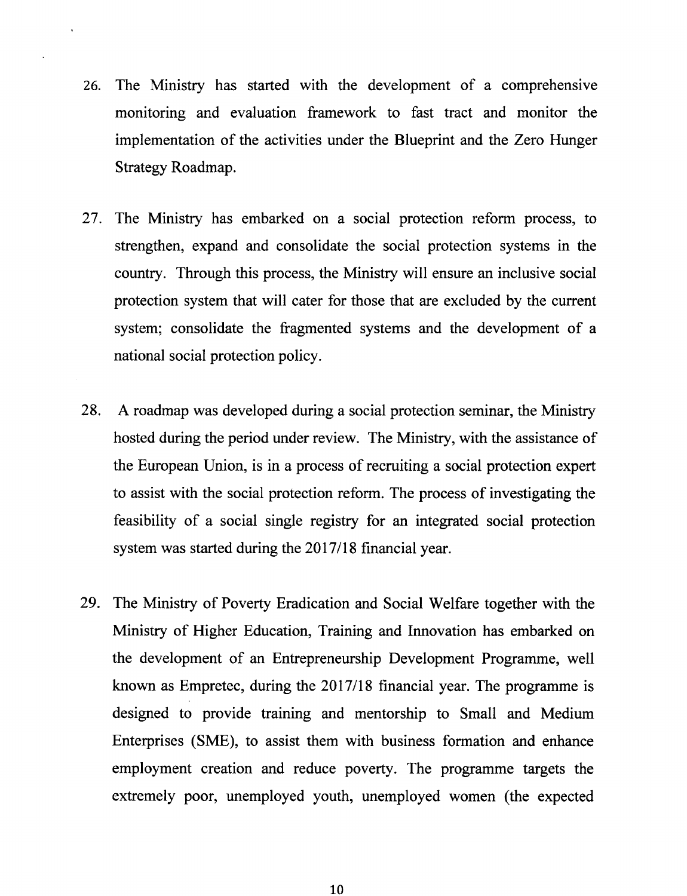26. The Ministry has started with the development of a comprehensive monitoring and evaluation framework to fast tract and monitor the implementation of the activities under the Blueprint and the Zero Hunger Strategy Roadmap.

27. The Ministry has embarked on a social protection reform process, to strengthen, expand and consolidate the social protection systems in the country. Through this process, the Ministry will ensure an inclusive social protection system that will cater for those that are excluded by the current system; consolidate the fragmented systems and the development of a national social protection policy.

28. A roadmap was developed during a social protection seminar, the Ministry hosted during the period under review. The Ministry, with the assistance of the European Union, is in a process of recruiting a social protection expert to assist with the social protection reform. The process of investigating the feasibility of a social single registry for an integrated social protection system was started during the 2017/18 financial year.

29. The Ministry of Poverty Eradication and Social Welfare together with the Ministry of Higher Education, Training and Innovation has embarked on the development of an Entrepreneurship Development Programme, well known as Empretec, during the 2017/18 financial year. The programme is designed to provide training and mentorship to Small and Medium Enterprises (SME), to assist them with business formation and enhance employment creation and reduce poverty. The programme targets the extremely poor, unemployed youth, unemployed women (the expected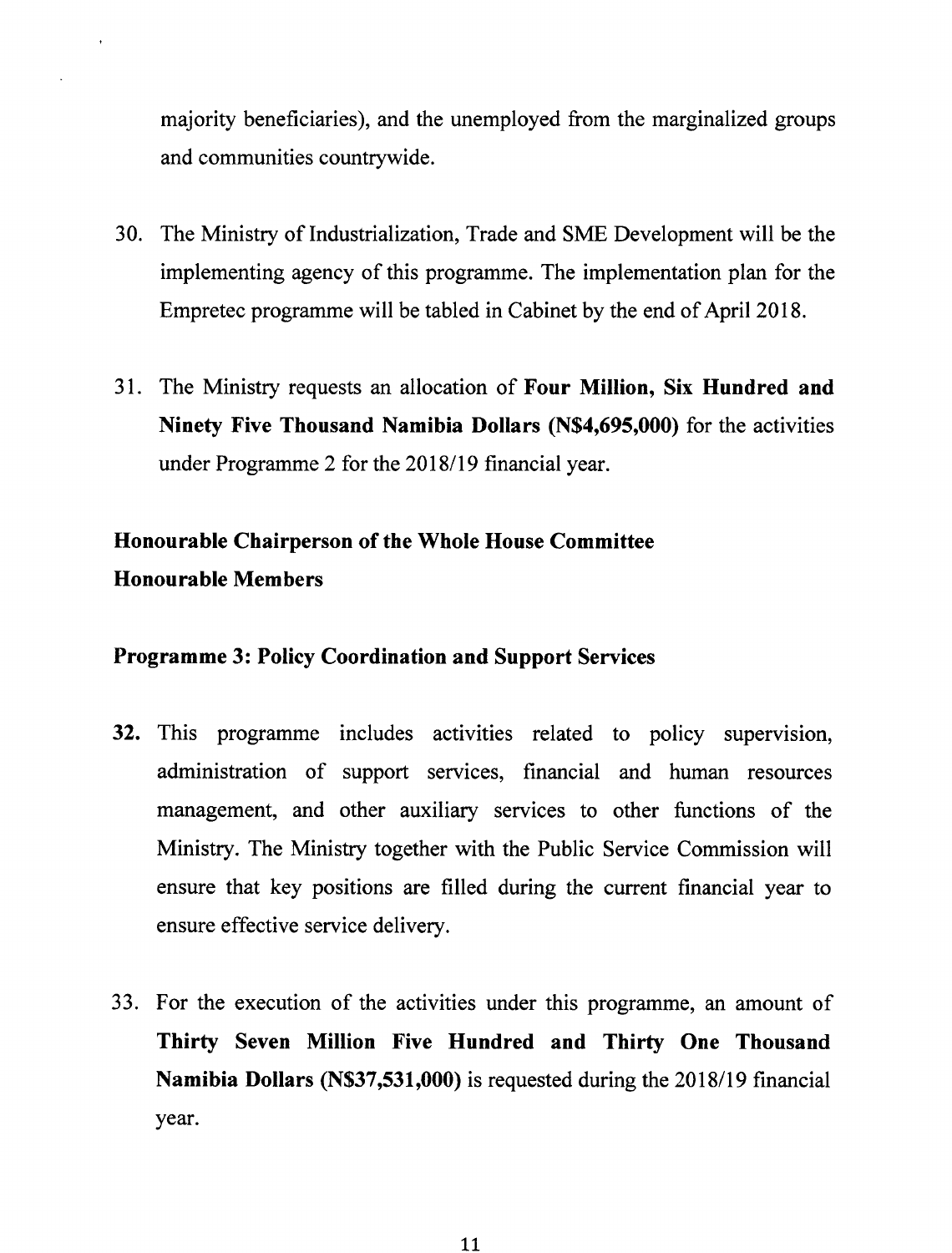majority beneficiaries), and the unemployed from the marginalized groups and communities countrywide.

30. The Ministry of Industrialization, Trade and SME Development will be the implementing agency of this programme. The implementation plan for the Empretec programme will be tabled in Cabinet by the end of April 2018.

31. The Ministry requests an allocation of **Four Million, Six Hundred and Ninety Five Thousand Namibia Dollars (N$4,695,000)** for the activities under Programme 2 for the 2018/19 financial year.

**Honourable Chairperson of the Whole House Committee**
**Honourable Members**

**Programme 3: Policy Coordination and Support Services**

**32.** This programme includes activities related to policy supervision, administration of support services, financial and human resources management, and other auxiliary services to other functions of the Ministry. The Ministry together with the Public Service Commission will ensure that key positions are filled during the current financial year to ensure effective service delivery.

33. For the execution of the activities under this programme, an amount of **Thirty Seven Million Five Hundred and Thirty One Thousand Namibia Dollars (N$37,531,000)** is requested during the 2018/19 financial year.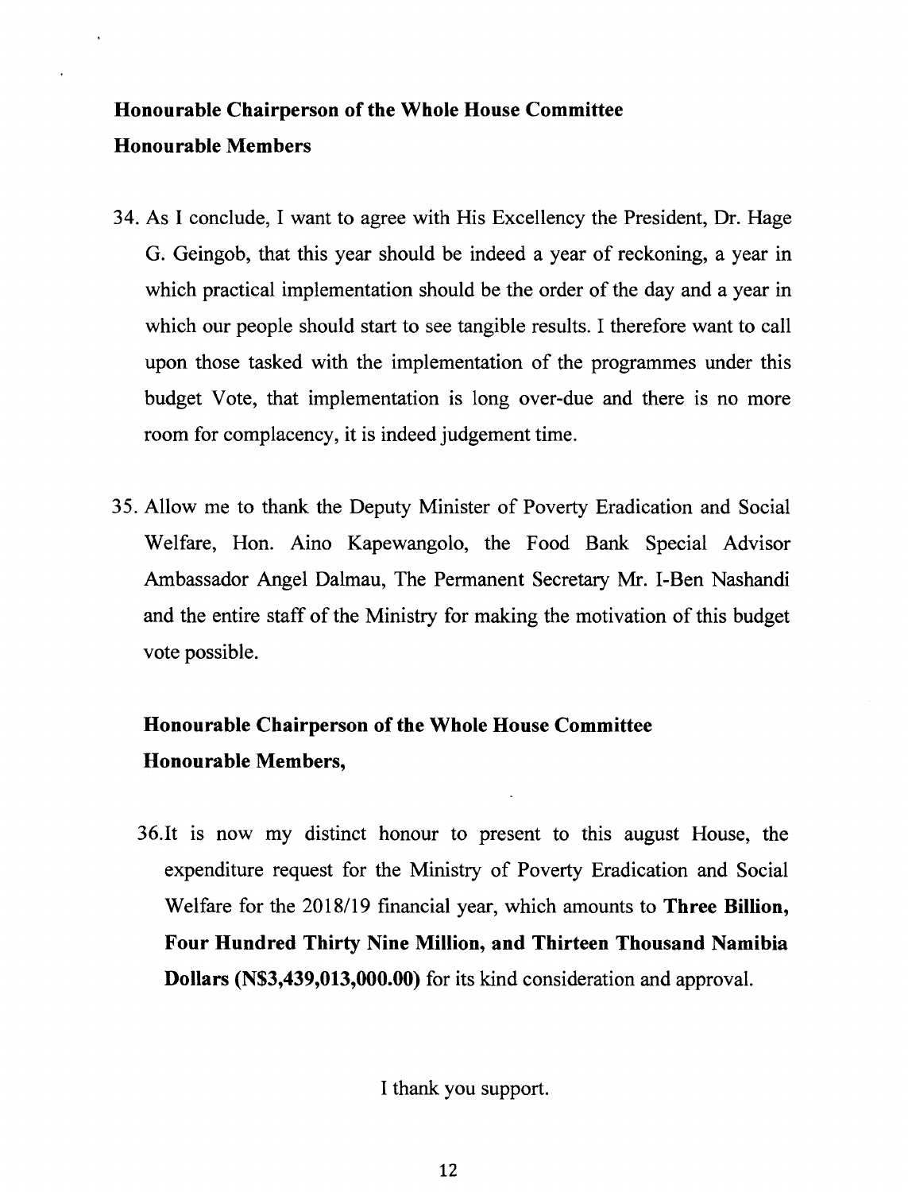**Honourable Chairperson of the Whole House Committee**
**Honourable Members**

34. As I conclude, I want to agree with His Excellency the President, Dr. Hage G. Geingob, that this year should be indeed a year of reckoning, a year in which practical implementation should be the order of the day and a year in which our people should start to see tangible results. I therefore want to call upon those tasked with the implementation of the programmes under this budget Vote, that implementation is long over-due and there is no more room for complacency, it is indeed judgement time.

35. Allow me to thank the Deputy Minister of Poverty Eradication and Social Welfare, Hon. Aino Kapewangolo, the Food Bank Special Advisor Ambassador Angel Dalmau, The Permanent Secretary Mr. I-Ben Nashandi and the entire staff of the Ministry for making the motivation of this budget vote possible.

**Honourable Chairperson of the Whole House Committee**
**Honourable Members,**

36. It is now my distinct honour to present to this august House, the expenditure request for the Ministry of Poverty Eradication and Social Welfare for the 2018/19 financial year, which amounts to **Three Billion, Four Hundred Thirty Nine Million, and Thirteen Thousand Namibia Dollars (N$3,439,013,000.00)** for its kind consideration and approval.

I thank you support.